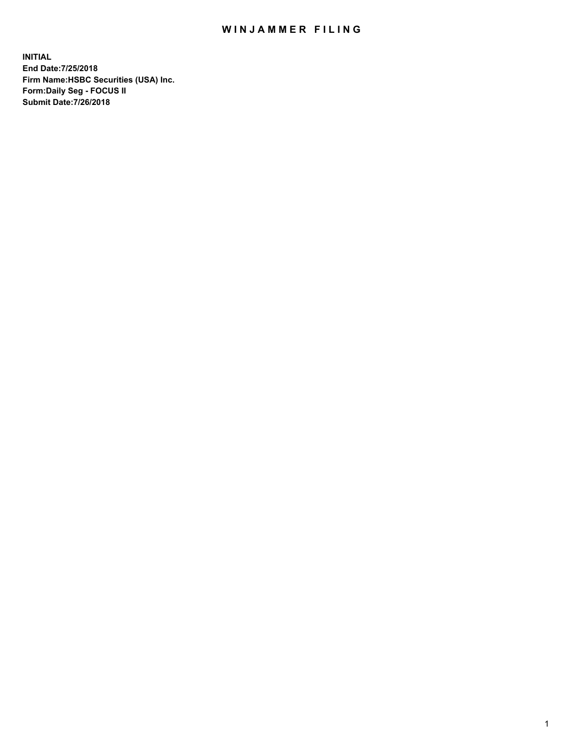# WINJAMMER FILING

**INITIAL**
**End Date:7/25/2018**
**Firm Name:HSBC Securities (USA) Inc.**
**Form:Daily Seg - FOCUS II**
**Submit Date:7/26/2018**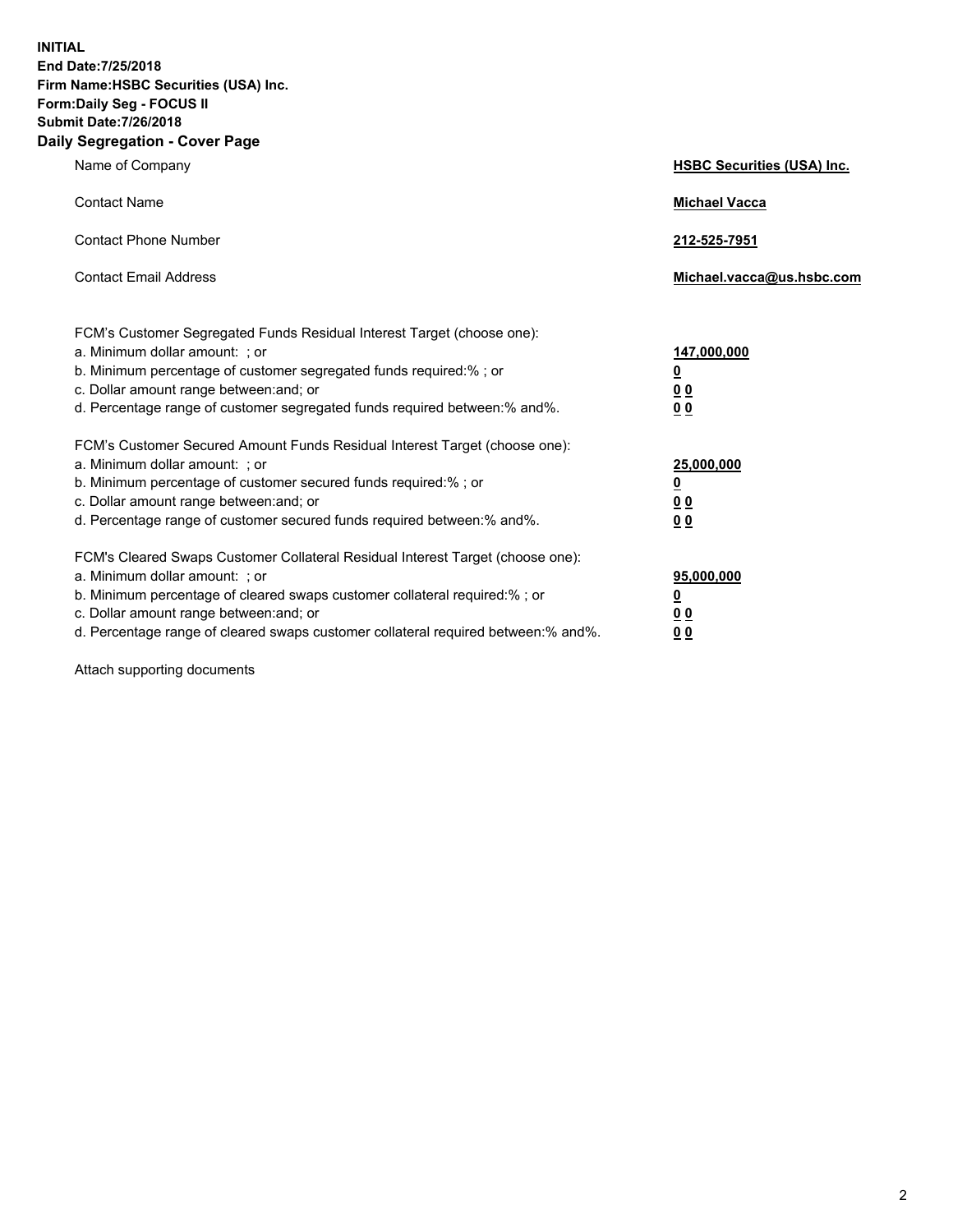**INITIAL**
**End Date:7/25/2018**
**Firm Name:HSBC Securities (USA) Inc.**
**Form:Daily Seg - FOCUS II**
**Submit Date:7/26/2018**

## Daily Segregation - Cover Page

| | |
|---|---|
| Name of Company | **HSBC Securities (USA) Inc.** |
| Contact Name | **Michael Vacca** |
| Contact Phone Number | **212-525-7951** |
| Contact Email Address | **Michael.vacca@us.hsbc.com** |

| | |
|---|---|
| FCM's Customer Segregated Funds Residual Interest Target (choose one): | |
| a. Minimum dollar amount: ; or | **147,000,000** |
| b. Minimum percentage of customer segregated funds required:% ; or | **0** |
| c. Dollar amount range between:and; or | **0 0** |
| d. Percentage range of customer segregated funds required between:% and%. | **0 0** |
| FCM's Customer Secured Amount Funds Residual Interest Target (choose one): | |
| a. Minimum dollar amount: ; or | **25,000,000** |
| b. Minimum percentage of customer secured funds required:% ; or | **0** |
| c. Dollar amount range between:and; or | **0 0** |
| d. Percentage range of customer secured funds required between:% and%. | **0 0** |
| FCM's Cleared Swaps Customer Collateral Residual Interest Target (choose one): | |
| a. Minimum dollar amount: ; or | **95,000,000** |
| b. Minimum percentage of cleared swaps customer collateral required:% ; or | **0** |
| c. Dollar amount range between:and; or | **0 0** |
| d. Percentage range of cleared swaps customer collateral required between:% and%. | **0 0** |

Attach supporting documents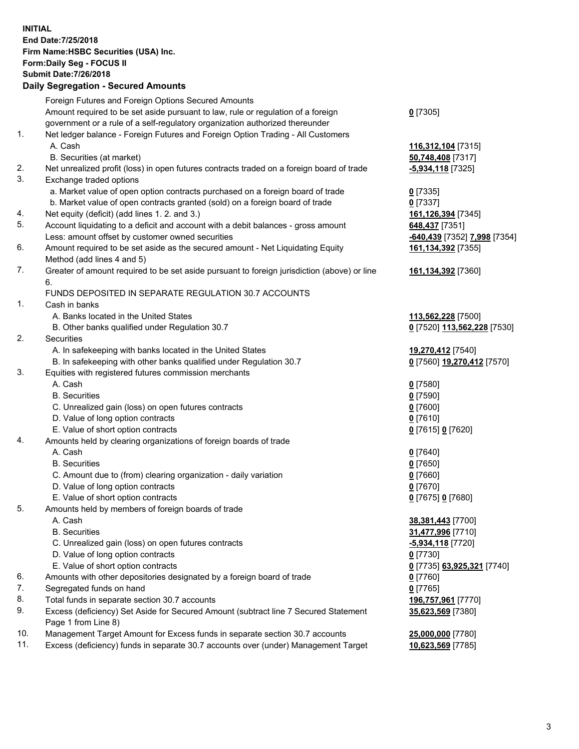**INITIAL**
**End Date:7/25/2018**
**Firm Name:HSBC Securities (USA) Inc.**
**Form:Daily Seg - FOCUS II**
**Submit Date:7/26/2018**
**Daily Segregation - Secured Amounts**

| | | |
|---|---|---|
| | Foreign Futures and Foreign Options Secured Amounts | |
| | Amount required to be set aside pursuant to law, rule or regulation of a foreign government or a rule of a self-regulatory organization authorized thereunder | **0** [7305] |
| 1. | Net ledger balance - Foreign Futures and Foreign Option Trading - All Customers | |
| | A. Cash | **116,312,104** [7315] |
| | B. Securities (at market) | **50,748,408** [7317] |
| 2. | Net unrealized profit (loss) in open futures contracts traded on a foreign board of trade | **-5,934,118** [7325] |
| 3. | Exchange traded options | |
| | a. Market value of open option contracts purchased on a foreign board of trade | **0** [7335] |
| | b. Market value of open contracts granted (sold) on a foreign board of trade | **0** [7337] |
| 4. | Net equity (deficit) (add lines 1. 2. and 3.) | **161,126,394** [7345] |
| 5. | Account liquidating to a deficit and account with a debit balances - gross amount | **648,437** [7351] |
| | Less: amount offset by customer owned securities | **-640,439** [7352] **7,998** [7354] |
| 6. | Amount required to be set aside as the secured amount - Net Liquidating Equity Method (add lines 4 and 5) | **161,134,392** [7355] |
| 7. | Greater of amount required to be set aside pursuant to foreign jurisdiction (above) or line 6. | **161,134,392** [7360] |
| | FUNDS DEPOSITED IN SEPARATE REGULATION 30.7 ACCOUNTS | |
| 1. | Cash in banks | |
| | A. Banks located in the United States | **113,562,228** [7500] |
| | B. Other banks qualified under Regulation 30.7 | **0** [7520] **113,562,228** [7530] |
| 2. | Securities | |
| | A. In safekeeping with banks located in the United States | **19,270,412** [7540] |
| | B. In safekeeping with other banks qualified under Regulation 30.7 | **0** [7560] **19,270,412** [7570] |
| 3. | Equities with registered futures commission merchants | |
| | A. Cash | **0** [7580] |
| | B. Securities | **0** [7590] |
| | C. Unrealized gain (loss) on open futures contracts | **0** [7600] |
| | D. Value of long option contracts | **0** [7610] |
| | E. Value of short option contracts | **0** [7615] **0** [7620] |
| 4. | Amounts held by clearing organizations of foreign boards of trade | |
| | A. Cash | **0** [7640] |
| | B. Securities | **0** [7650] |
| | C. Amount due to (from) clearing organization - daily variation | **0** [7660] |
| | D. Value of long option contracts | **0** [7670] |
| | E. Value of short option contracts | **0** [7675] **0** [7680] |
| 5. | Amounts held by members of foreign boards of trade | |
| | A. Cash | **38,381,443** [7700] |
| | B. Securities | **31,477,996** [7710] |
| | C. Unrealized gain (loss) on open futures contracts | **-5,934,118** [7720] |
| | D. Value of long option contracts | **0** [7730] |
| | E. Value of short option contracts | **0** [7735] **63,925,321** [7740] |
| 6. | Amounts with other depositories designated by a foreign board of trade | **0** [7760] |
| 7. | Segregated funds on hand | **0** [7765] |
| 8. | Total funds in separate section 30.7 accounts | **196,757,961** [7770] |
| 9. | Excess (deficiency) Set Aside for Secured Amount (subtract line 7 Secured Statement Page 1 from Line 8) | **35,623,569** [7380] |
| 10. | Management Target Amount for Excess funds in separate section 30.7 accounts | **25,000,000** [7780] |
| 11. | Excess (deficiency) funds in separate 30.7 accounts over (under) Management Target | **10,623,569** [7785] |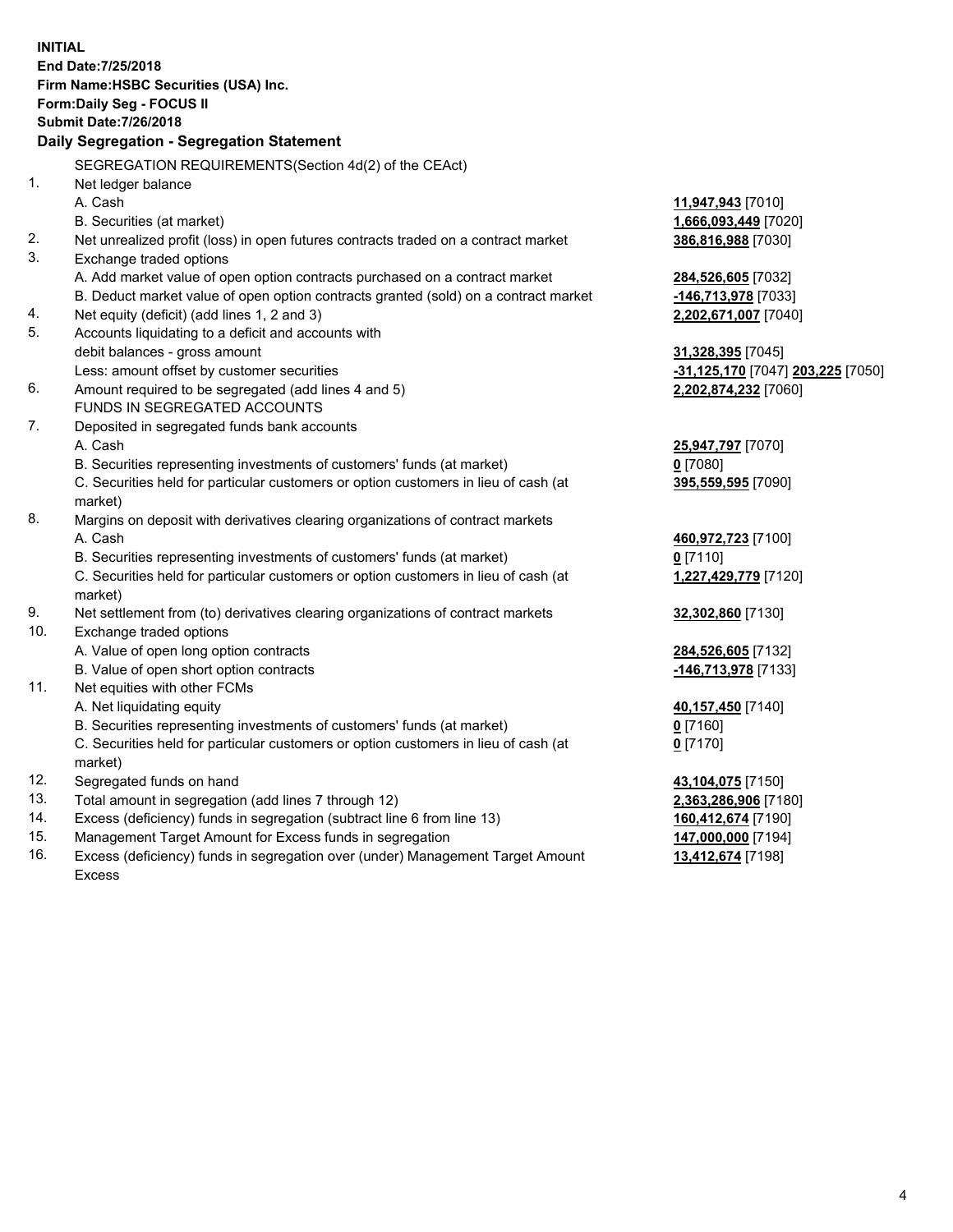**INITIAL**
**End Date:7/25/2018**
**Firm Name:HSBC Securities (USA) Inc.**
**Form:Daily Seg - FOCUS II**
**Submit Date:7/26/2018**

### Daily Segregation - Segregation Statement

SEGREGATION REQUIREMENTS(Section 4d(2) of the CEAct)

| | | |
|---|---|---|
| 1. | Net ledger balance | |
| | A. Cash | **11,947,943** [7010] |
| | B. Securities (at market) | **1,666,093,449** [7020] |
| 2. | Net unrealized profit (loss) in open futures contracts traded on a contract market | **386,816,988** [7030] |
| 3. | Exchange traded options | |
| | A. Add market value of open option contracts purchased on a contract market | **284,526,605** [7032] |
| | B. Deduct market value of open option contracts granted (sold) on a contract market | **-146,713,978** [7033] |
| 4. | Net equity (deficit) (add lines 1, 2 and 3) | **2,202,671,007** [7040] |
| 5. | Accounts liquidating to a deficit and accounts with | |
| | debit balances - gross amount | **31,328,395** [7045] |
| | Less: amount offset by customer securities | **-31,125,170** [7047] **203,225** [7050] |
| 6. | Amount required to be segregated (add lines 4 and 5) | **2,202,874,232** [7060] |
| | FUNDS IN SEGREGATED ACCOUNTS | |
| 7. | Deposited in segregated funds bank accounts | |
| | A. Cash | **25,947,797** [7070] |
| | B. Securities representing investments of customers' funds (at market) | **0** [7080] |
| | C. Securities held for particular customers or option customers in lieu of cash (at market) | **395,559,595** [7090] |
| 8. | Margins on deposit with derivatives clearing organizations of contract markets | |
| | A. Cash | **460,972,723** [7100] |
| | B. Securities representing investments of customers' funds (at market) | **0** [7110] |
| | C. Securities held for particular customers or option customers in lieu of cash (at market) | **1,227,429,779** [7120] |
| 9. | Net settlement from (to) derivatives clearing organizations of contract markets | **32,302,860** [7130] |
| 10. | Exchange traded options | |
| | A. Value of open long option contracts | **284,526,605** [7132] |
| | B. Value of open short option contracts | **-146,713,978** [7133] |
| 11. | Net equities with other FCMs | |
| | A. Net liquidating equity | **40,157,450** [7140] |
| | B. Securities representing investments of customers' funds (at market) | **0** [7160] |
| | C. Securities held for particular customers or option customers in lieu of cash (at market) | **0** [7170] |
| 12. | Segregated funds on hand | **43,104,075** [7150] |
| 13. | Total amount in segregation (add lines 7 through 12) | **2,363,286,906** [7180] |
| 14. | Excess (deficiency) funds in segregation (subtract line 6 from line 13) | **160,412,674** [7190] |
| 15. | Management Target Amount for Excess funds in segregation | **147,000,000** [7194] |
| 16. | Excess (deficiency) funds in segregation over (under) Management Target Amount Excess | **13,412,674** [7198] |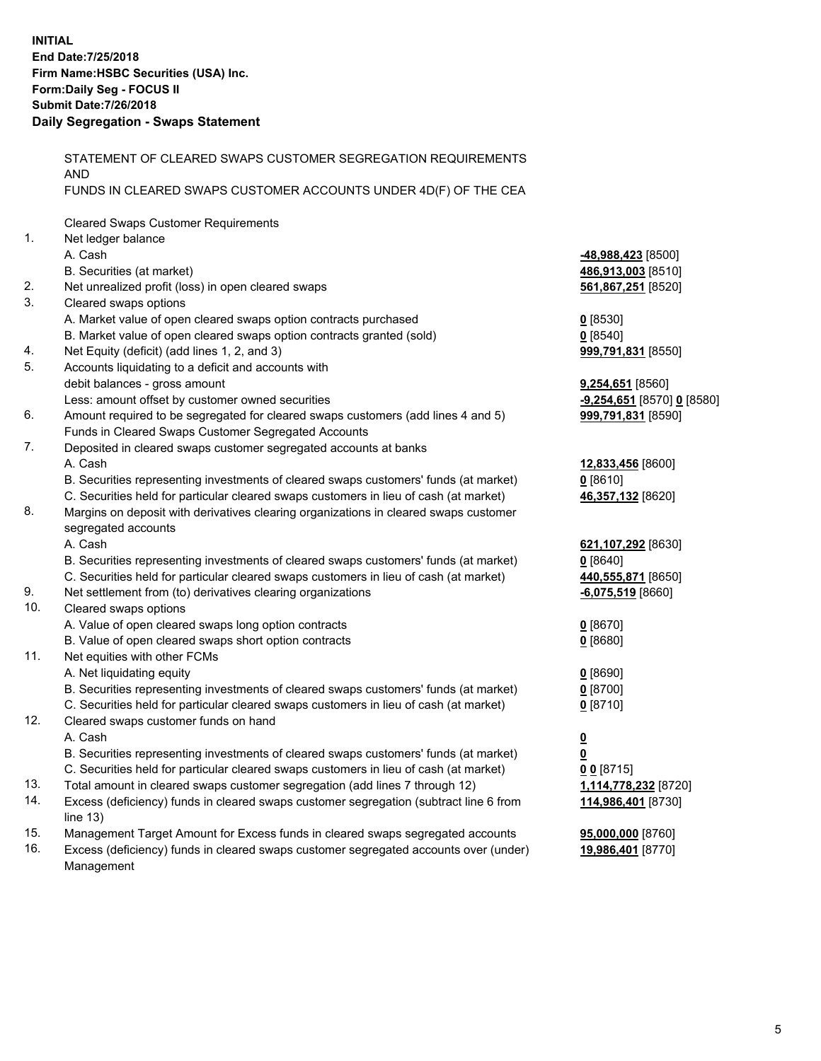**INITIAL**
**End Date:7/25/2018**
**Firm Name:HSBC Securities (USA) Inc.**
**Form:Daily Seg - FOCUS II**
**Submit Date:7/26/2018**
**Daily Segregation - Swaps Statement**

STATEMENT OF CLEARED SWAPS CUSTOMER SEGREGATION REQUIREMENTS AND FUNDS IN CLEARED SWAPS CUSTOMER ACCOUNTS UNDER 4D(F) OF THE CEA

| | | |
|---|---|---|
| | Cleared Swaps Customer Requirements | |
| 1. | Net ledger balance | |
| | A. Cash | **-48,988,423** [8500] |
| | B. Securities (at market) | **486,913,003** [8510] |
| 2. | Net unrealized profit (loss) in open cleared swaps | **561,867,251** [8520] |
| 3. | Cleared swaps options | |
| | A. Market value of open cleared swaps option contracts purchased | **0** [8530] |
| | B. Market value of open cleared swaps option contracts granted (sold) | **0** [8540] |
| 4. | Net Equity (deficit) (add lines 1, 2, and 3) | **999,791,831** [8550] |
| 5. | Accounts liquidating to a deficit and accounts with debit balances - gross amount | **9,254,651** [8560] |
| | Less: amount offset by customer owned securities | **-9,254,651** [8570] **0** [8580] |
| 6. | Amount required to be segregated for cleared swaps customers (add lines 4 and 5) | **999,791,831** [8590] |
| | Funds in Cleared Swaps Customer Segregated Accounts | |
| 7. | Deposited in cleared swaps customer segregated accounts at banks | |
| | A. Cash | **12,833,456** [8600] |
| | B. Securities representing investments of cleared swaps customers' funds (at market) | **0** [8610] |
| | C. Securities held for particular cleared swaps customers in lieu of cash (at market) | **46,357,132** [8620] |
| 8. | Margins on deposit with derivatives clearing organizations in cleared swaps customer segregated accounts | |
| | A. Cash | **621,107,292** [8630] |
| | B. Securities representing investments of cleared swaps customers' funds (at market) | **0** [8640] |
| | C. Securities held for particular cleared swaps customers in lieu of cash (at market) | **440,555,871** [8650] |
| 9. | Net settlement from (to) derivatives clearing organizations | **-6,075,519** [8660] |
| 10. | Cleared swaps options | |
| | A. Value of open cleared swaps long option contracts | **0** [8670] |
| | B. Value of open cleared swaps short option contracts | **0** [8680] |
| 11. | Net equities with other FCMs | |
| | A. Net liquidating equity | **0** [8690] |
| | B. Securities representing investments of cleared swaps customers' funds (at market) | **0** [8700] |
| | C. Securities held for particular cleared swaps customers in lieu of cash (at market) | **0** [8710] |
| 12. | Cleared swaps customer funds on hand | |
| | A. Cash | **0** |
| | B. Securities representing investments of cleared swaps customers' funds (at market) | **0** |
| | C. Securities held for particular cleared swaps customers in lieu of cash (at market) | **0** **0** [8715] |
| 13. | Total amount in cleared swaps customer segregation (add lines 7 through 12) | **1,114,778,232** [8720] |
| 14. | Excess (deficiency) funds in cleared swaps customer segregation (subtract line 6 from line 13) | **114,986,401** [8730] |
| 15. | Management Target Amount for Excess funds in cleared swaps segregated accounts | **95,000,000** [8760] |
| 16. | Excess (deficiency) funds in cleared swaps customer segregated accounts over (under) Management | **19,986,401** [8770] |